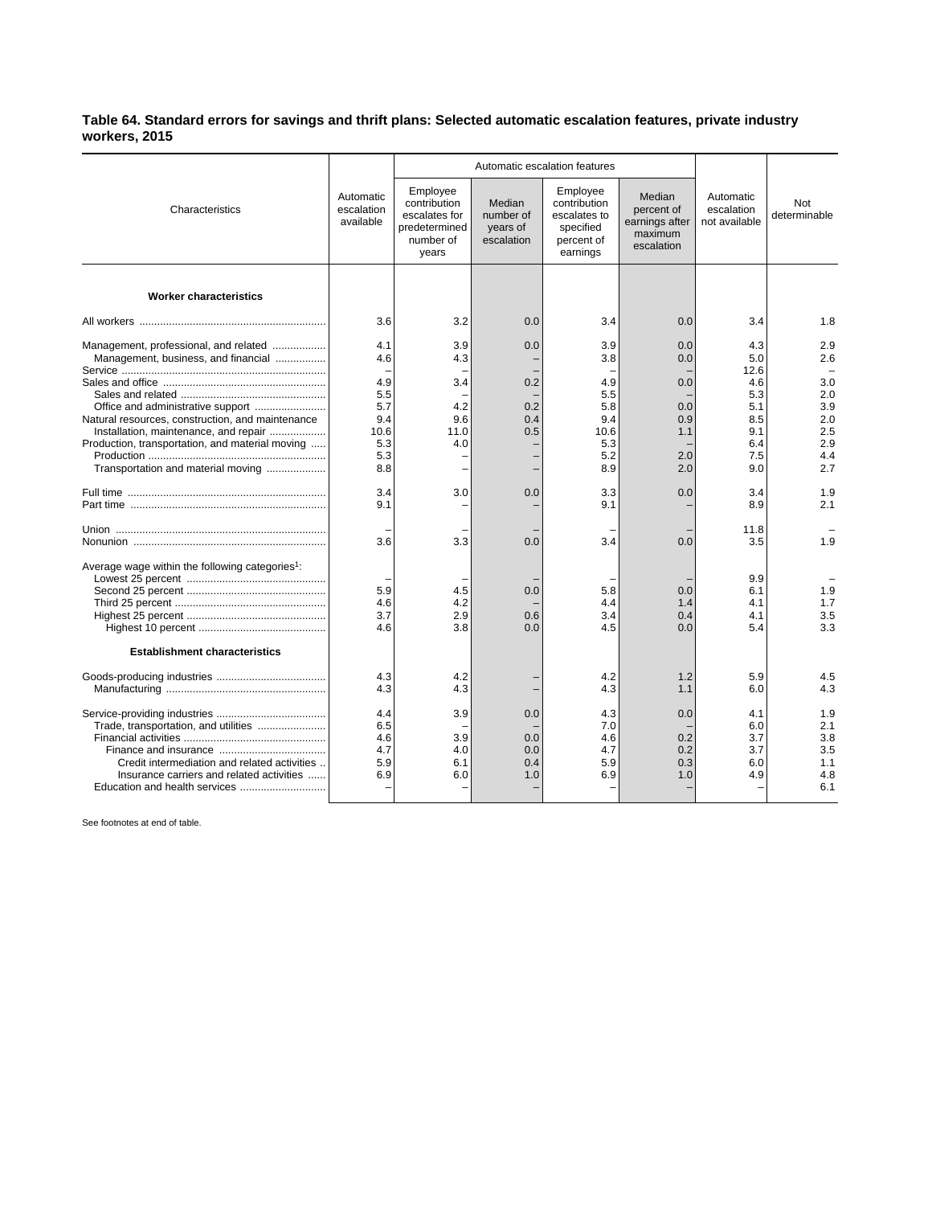## Table 64. Standard errors for savings and thrift plans: Selected automatic escalation features, private industry workers, 2015

| Characteristics | Automatic escalation available | Automatic escalation features | | | | Automatic escalation not available | Not determinable |
|---|---|---|---|---|---|---|---|
| | | Employee contribution escalates for predetermined number of years | Median number of years of escalation | Employee contribution escalates to specified percent of earnings | Median percent of earnings after maximum escalation | | |
| **Worker characteristics** | | | | | | | |
| All workers | 3.6 | 3.2 | 0.0 | 3.4 | 0.0 | 3.4 | 1.8 |
| Management, professional, and related | 4.1 | 3.9 | 0.0 | 3.9 | 0.0 | 4.3 | 2.9 |
| Management, business, and financial | 4.6 | 4.3 | – | 3.8 | 0.0 | 5.0 | 2.6 |
| Service | – | – | – | – | – | 12.6 | – |
| Sales and office | 4.9 | 3.4 | 0.2 | 4.9 | 0.0 | 4.6 | 3.0 |
| Sales and related | 5.5 | – | – | 5.5 | – | 5.3 | 2.0 |
| Office and administrative support | 5.7 | 4.2 | 0.2 | 5.8 | 0.0 | 5.1 | 3.9 |
| Natural resources, construction, and maintenance | 9.4 | 9.6 | 0.4 | 9.4 | 0.9 | 8.5 | 2.0 |
| Installation, maintenance, and repair | 10.6 | 11.0 | 0.5 | 10.6 | 1.1 | 9.1 | 2.5 |
| Production, transportation, and material moving | 5.3 | 4.0 | – | 5.3 | – | 6.4 | 2.9 |
| Production | 5.3 | – | – | 5.2 | 2.0 | 7.5 | 4.4 |
| Transportation and material moving | 8.8 | – | – | 8.9 | 2.0 | 9.0 | 2.7 |
| Full time | 3.4 | 3.0 | 0.0 | 3.3 | 0.0 | 3.4 | 1.9 |
| Part time | 9.1 | – | – | 9.1 | – | 8.9 | 2.1 |
| Union | – | – | – | – | – | 11.8 | – |
| Nonunion | 3.6 | 3.3 | 0.0 | 3.4 | 0.0 | 3.5 | 1.9 |
| Average wage within the following categories[1]: | | | | | | | |
| Lowest 25 percent | – | – | – | – | – | 9.9 | – |
| Second 25 percent | 5.9 | 4.5 | 0.0 | 5.8 | 0.0 | 6.1 | 1.9 |
| Third 25 percent | 4.6 | 4.2 | – | 4.4 | 1.4 | 4.1 | 1.7 |
| Highest 25 percent | 3.7 | 2.9 | 0.6 | 3.4 | 0.4 | 4.1 | 3.5 |
| Highest 10 percent | 4.6 | 3.8 | 0.0 | 4.5 | 0.0 | 5.4 | 3.3 |
| **Establishment characteristics** | | | | | | | |
| Goods-producing industries | 4.3 | 4.2 | – | 4.2 | 1.2 | 5.9 | 4.5 |
| Manufacturing | 4.3 | 4.3 | – | 4.3 | 1.1 | 6.0 | 4.3 |
| Service-providing industries | 4.4 | 3.9 | 0.0 | 4.3 | 0.0 | 4.1 | 1.9 |
| Trade, transportation, and utilities | 6.5 | – | – | 7.0 | – | 6.0 | 2.1 |
| Financial activities | 4.6 | 3.9 | 0.0 | 4.6 | 0.2 | 3.7 | 3.8 |
| Finance and insurance | 4.7 | 4.0 | 0.0 | 4.7 | 0.2 | 3.7 | 3.5 |
| Credit intermediation and related activities | 5.9 | 6.1 | 0.4 | 5.9 | 0.3 | 6.0 | 1.1 |
| Insurance carriers and related activities | 6.9 | 6.0 | 1.0 | 6.9 | 1.0 | 4.9 | 4.8 |
| Education and health services | – | – | – | – | – | – | 6.1 |

See footnotes at end of table.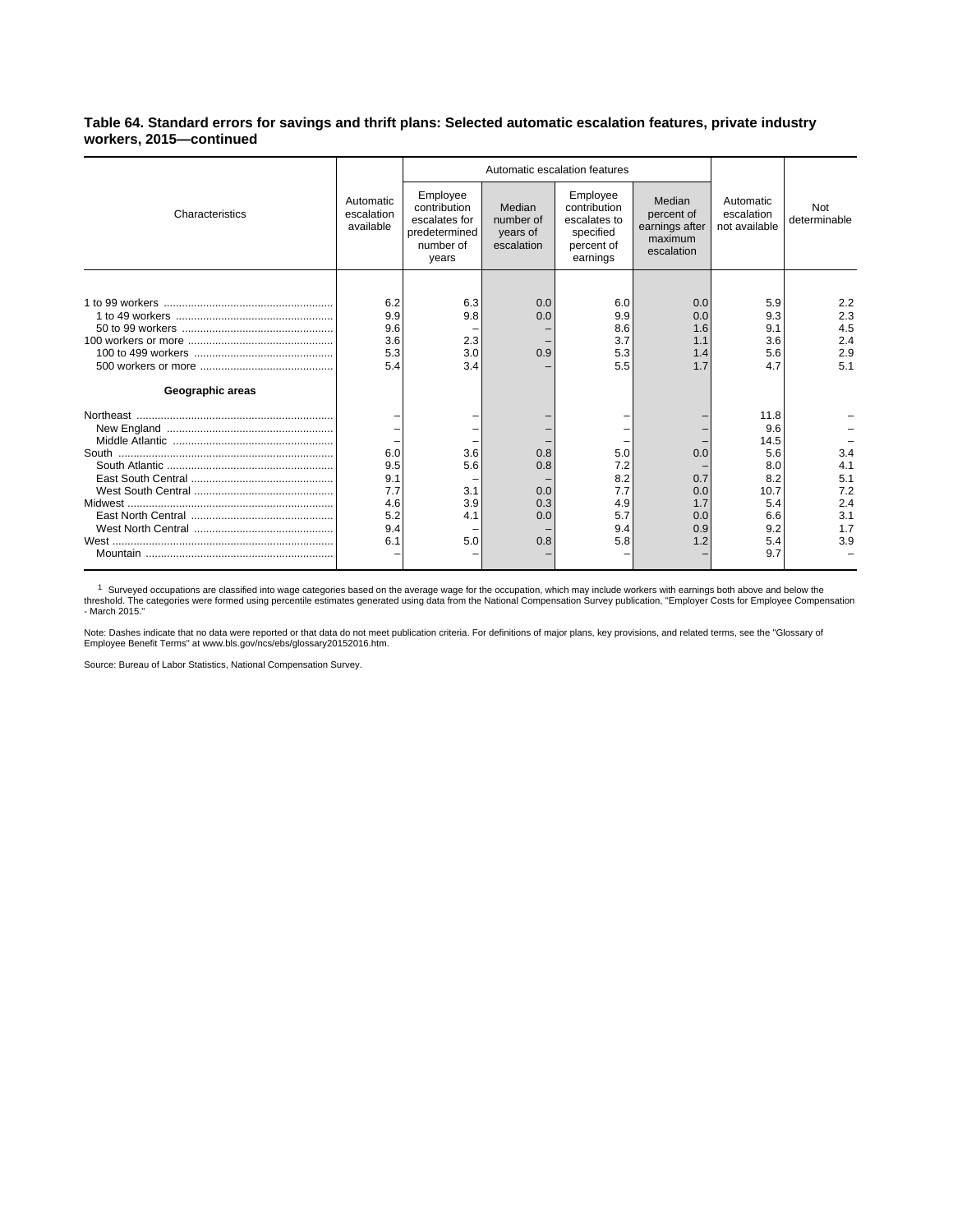**Table 64. Standard errors for savings and thrift plans: Selected automatic escalation features, private industry workers, 2015—continued**

| Characteristics | Automatic escalation available | Automatic escalation features | | | | Automatic escalation not available | Not determinable |
|---|---|---|---|---|---|---|---|
| | | Employee contribution escalates for predetermined number of years | Median number of years of escalation | Employee contribution escalates to specified percent of earnings | Median percent of earnings after maximum escalation | | |
| 1 to 99 workers | 6.2 | 6.3 | 0.0 | 6.0 | 0.0 | 5.9 | 2.2 |
| 1 to 49 workers | 9.9 | 9.8 | 0.0 | 9.9 | 0.0 | 9.3 | 2.3 |
| 50 to 99 workers | 9.6 | – | – | 8.6 | 1.6 | 9.1 | 4.5 |
| 100 workers or more | 3.6 | 2.3 | – | 3.7 | 1.1 | 3.6 | 2.4 |
| 100 to 499 workers | 5.3 | 3.0 | 0.9 | 5.3 | 1.4 | 5.6 | 2.9 |
| 500 workers or more | 5.4 | 3.4 | – | 5.5 | 1.7 | 4.7 | 5.1 |
| **Geographic areas** | | | | | | | |
| Northeast | – | – | – | – | – | 11.8 | – |
| New England | – | – | – | – | – | 9.6 | – |
| Middle Atlantic | – | – | – | – | – | 14.5 | – |
| South | 6.0 | 3.6 | 0.8 | 5.0 | 0.0 | 5.6 | 3.4 |
| South Atlantic | 9.5 | 5.6 | 0.8 | 7.2 | – | 8.0 | 4.1 |
| East South Central | 9.1 | – | – | 8.2 | 0.7 | 8.2 | 5.1 |
| West South Central | 7.7 | 3.1 | 0.0 | 7.7 | 0.0 | 10.7 | 7.2 |
| Midwest | 4.6 | 3.9 | 0.3 | 4.9 | 1.7 | 5.4 | 2.4 |
| East North Central | 5.2 | 4.1 | 0.0 | 5.7 | 0.0 | 6.6 | 3.1 |
| West North Central | 9.4 | – | – | 9.4 | 0.9 | 9.2 | 1.7 |
| West | 6.1 | 5.0 | 0.8 | 5.8 | 1.2 | 5.4 | 3.9 |
| Mountain | – | – | – | – | – | 9.7 | – |

[1] Surveyed occupations are classified into wage categories based on the average wage for the occupation, which may include workers with earnings both above and below the threshold. The categories were formed using percentile estimates generated using data from the National Compensation Survey publication, "Employer Costs for Employee Compensation - March 2015."

Note: Dashes indicate that no data were reported or that data do not meet publication criteria. For definitions of major plans, key provisions, and related terms, see the "Glossary of Employee Benefit Terms" at www.bls.gov/ncs/ebs/glossary20152016.htm.

Source: Bureau of Labor Statistics, National Compensation Survey.